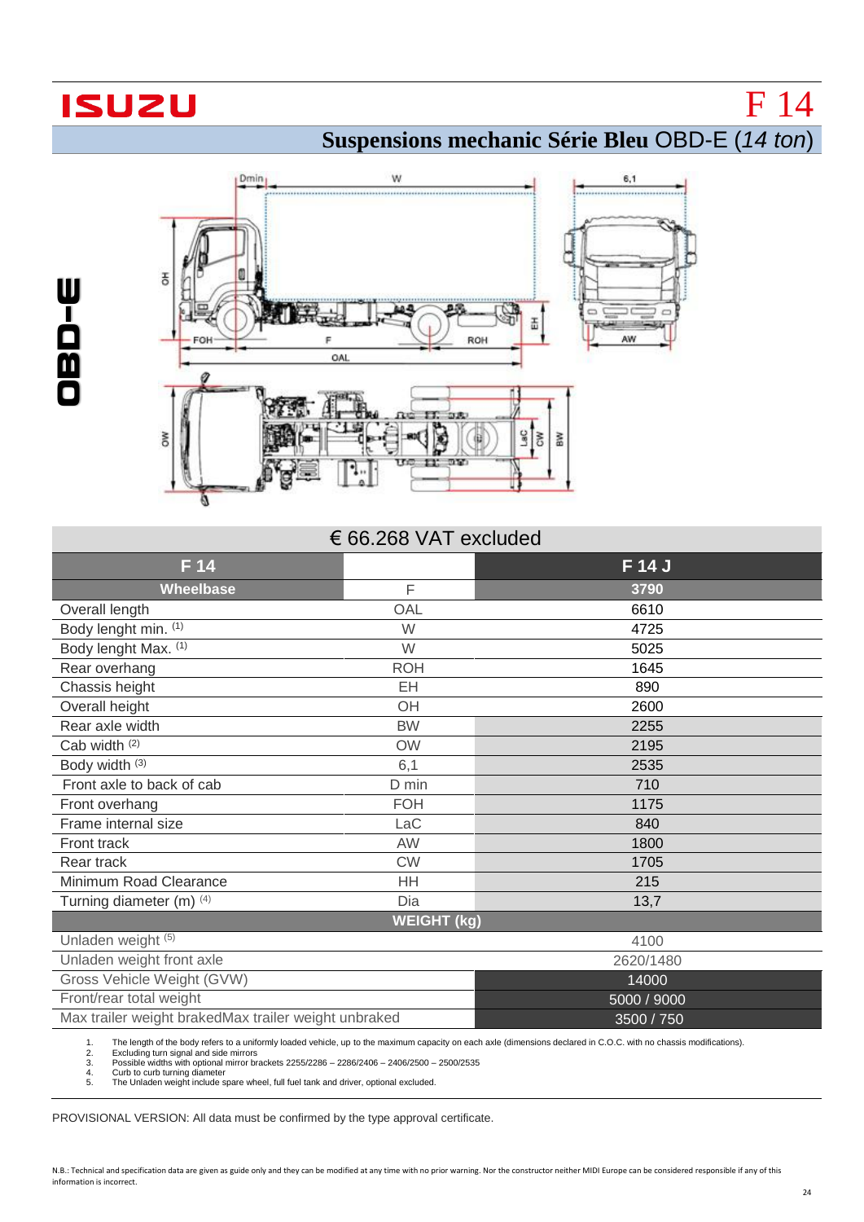ISUZU

# F 14

## Suspensions mechanic Série Bleu OBD-E (*14 ton*)

OBD-E

€ 66.268 VAT excluded

| F 14 | | F 14 J |
|---|---|---|
| **Wheelbase** | F | **3790** |
| Overall length | OAL | 6610 |
| Body lenght min. [1] | W | 4725 |
| Body lenght Max. [1] | W | 5025 |
| Rear overhang | ROH | 1645 |
| Chassis height | EH | 890 |
| Overall height | OH | 2600 |
| Rear axle width | BW | 2255 |
| Cab width [2] | OW | 2195 |
| Body width [3] | 6,1 | 2535 |
| Front axle to back of cab | D min | 710 |
| Front overhang | FOH | 1175 |
| Frame internal size | LaC | 840 |
| Front track | AW | 1800 |
| Rear track | CW | 1705 |
| Minimum Road Clearance | HH | 215 |
| Turning diameter (m) [4] | Dia | 13,7 |
| **WEIGHT (kg)** | | |
| Unladen weight [5] | | 4100 |
| Unladen weight front axle | | 2620/1480 |
| Gross Vehicle Weight (GVW) | | 14000 |
| Front/rear total weight | | 5000 / 9000 |
| Max trailer weight brakedMax trailer weight unbraked | | 3500 / 750 |

1. The length of the body refers to a uniformly loaded vehicle, up to the maximum capacity on each axle (dimensions declared in C.O.C. with no chassis modifications).
2. Excluding turn signal and side mirrors
3. Possible widths with optional mirror brackets 2255/2286 – 2286/2406 – 2406/2500 – 2500/2535
4. Curb to curb turning diameter
5. The Unladen weight include spare wheel, full fuel tank and driver, optional excluded.

PROVISIONAL VERSION: All data must be confirmed by the type approval certificate.

N.B.: Technical and specification data are given as guide only and they can be modified at any time with no prior warning. Nor the constructor neither MIDI Europe can be considered responsible if any of this information is incorrect.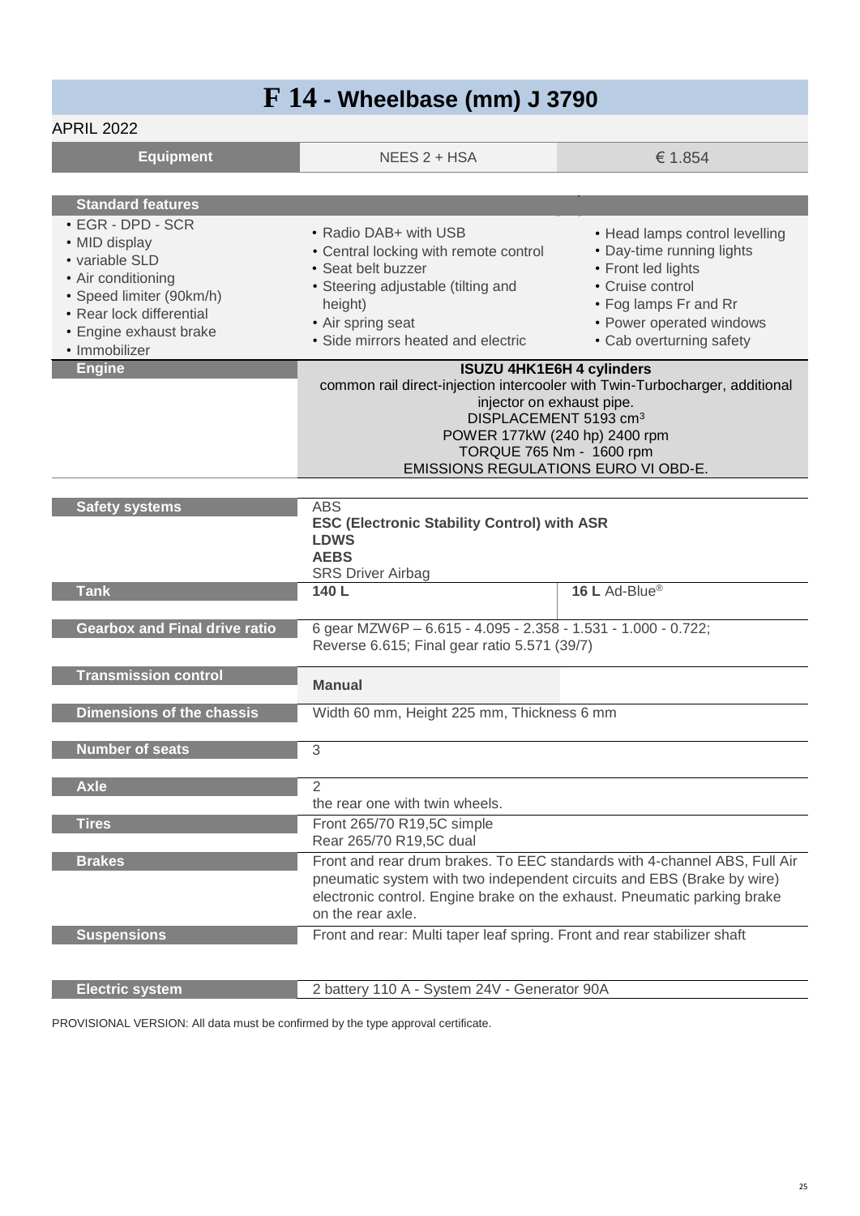# F 14 - Wheelbase (mm) J 3790

APRIL 2022

| Equipment | NEES 2 + HSA | € 1.854 |
| --- | --- | --- |

| | | |
| --- | --- | --- |
| **Standard features** | | |
| • EGR - DPD - SCR<br>• MID display<br>• variable SLD<br>• Air conditioning<br>• Speed limiter (90km/h)<br>• Rear lock differential<br>• Engine exhaust brake<br>• Immobilizer | • Radio DAB+ with USB<br>• Central locking with remote control<br>• Seat belt buzzer<br>• Steering adjustable (tilting and height)<br>• Air spring seat<br>• Side mirrors heated and electric | • Head lamps control levelling<br>• Day-time running lights<br>• Front led lights<br>• Cruise control<br>• Fog lamps Fr and Rr<br>• Power operated windows<br>• Cab overturning safety |
| **Engine** | **ISUZU 4HK1E6H 4 cylinders**<br>common rail direct-injection intercooler with Twin-Turbocharger, additional injector on exhaust pipe.<br>DISPLACEMENT 5193 cm³<br>POWER 177kW (240 hp) 2400 rpm<br>TORQUE 765 Nm - 1600 rpm<br>EMISSIONS REGULATIONS EURO VI OBD-E. | |
| **Safety systems** | ABS<br>**ESC (Electronic Stability Control) with ASR**<br>**LDWS**<br>**AEBS**<br>SRS Driver Airbag | |
| **Tank** | **140 L** | **16 L** Ad-Blue® |
| **Gearbox and Final drive ratio** | 6 gear MZW6P – 6.615 - 4.095 - 2.358 - 1.531 - 1.000 - 0.722;<br>Reverse 6.615; Final gear ratio 5.571 (39/7) | |
| **Transmission control** | **Manual** | |
| **Dimensions of the chassis** | Width 60 mm, Height 225 mm, Thickness 6 mm | |
| **Number of seats** | 3 | |
| **Axle** | 2<br>the rear one with twin wheels. | |
| **Tires** | Front 265/70 R19,5C simple<br>Rear 265/70 R19,5C dual | |
| **Brakes** | Front and rear drum brakes. To EEC standards with 4-channel ABS, Full Air pneumatic system with two independent circuits and EBS (Brake by wire) electronic control. Engine brake on the exhaust. Pneumatic parking brake on the rear axle. | |
| **Suspensions** | Front and rear: Multi taper leaf spring. Front and rear stabilizer shaft | |
| **Electric system** | 2 battery 110 A - System 24V - Generator 90A | |

PROVISIONAL VERSION: All data must be confirmed by the type approval certificate.